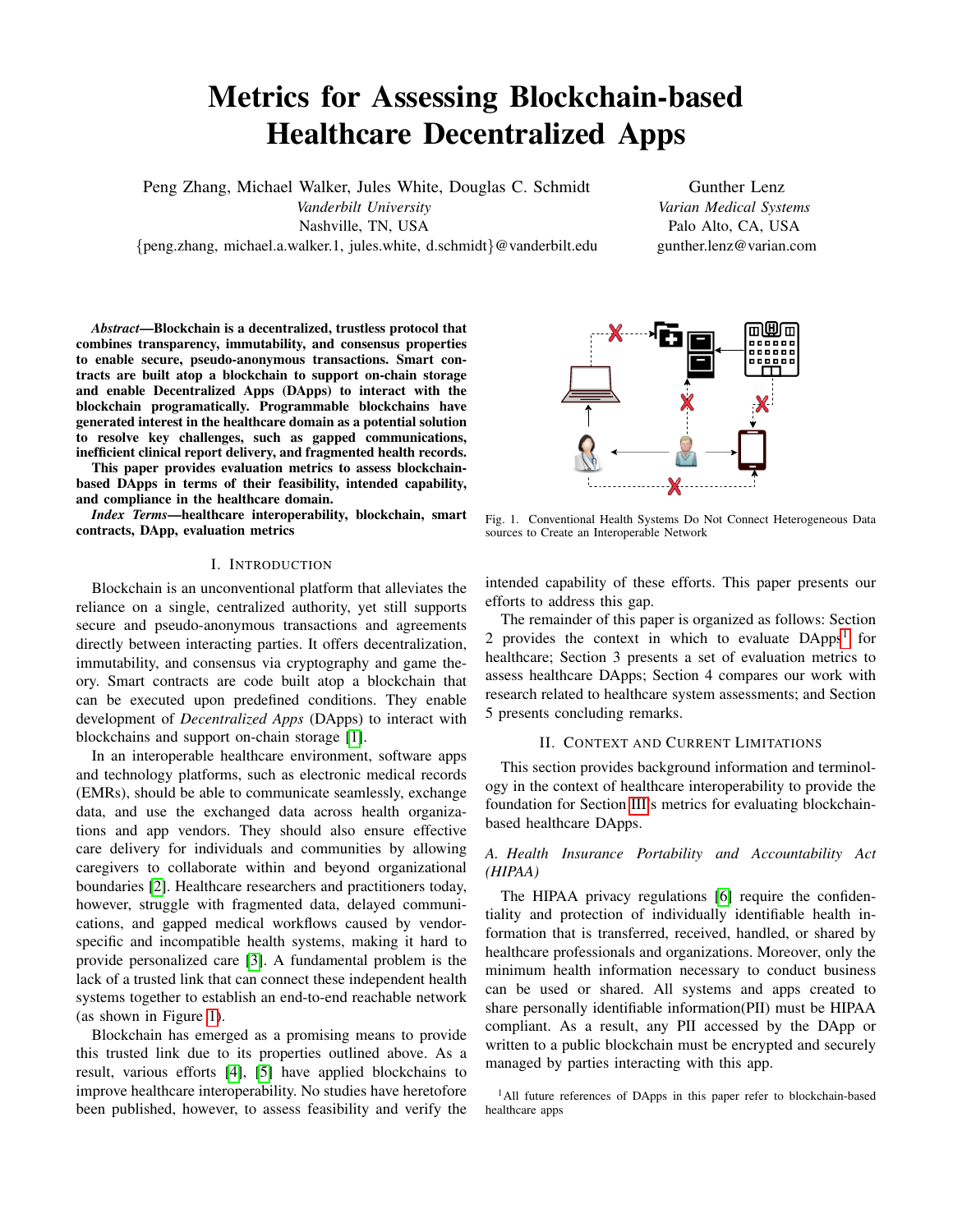# Metrics for Assessing Blockchain-based Healthcare Decentralized Apps

Peng Zhang, Michael Walker, Jules White, Douglas C. Schmidt
*Vanderbilt University*
Nashville, TN, USA
{peng.zhang, michael.a.walker.1, jules.white, d.schmidt}@vanderbilt.edu

Gunther Lenz
*Varian Medical Systems*
Palo Alto, CA, USA
gunther.lenz@varian.com

***Abstract*—Blockchain is a decentralized, trustless protocol that combines transparency, immutability, and consensus properties to enable secure, pseudo-anonymous transactions. Smart contracts are built atop a blockchain to support on-chain storage and enable Decentralized Apps (DApps) to interact with the blockchain programatically. Programmable blockchains have generated interest in the healthcare domain as a potential solution to resolve key challenges, such as gapped communications, inefficient clinical report delivery, and fragmented health records. This paper provides evaluation metrics to assess blockchain-based DApps in terms of their feasibility, intended capability, and compliance in the healthcare domain.**

***Index Terms*—healthcare interoperability, blockchain, smart contracts, DApp, evaluation metrics**

## I. Introduction

Blockchain is an unconventional platform that alleviates the reliance on a single, centralized authority, yet still supports secure and pseudo-anonymous transactions and agreements directly between interacting parties. It offers decentralization, immutability, and consensus via cryptography and game theory. Smart contracts are code built atop a blockchain that can be executed upon predefined conditions. They enable development of *Decentralized Apps* (DApps) to interact with blockchains and support on-chain storage [1].

In an interoperable healthcare environment, software apps and technology platforms, such as electronic medical records (EMRs), should be able to communicate seamlessly, exchange data, and use the exchanged data across health organizations and app vendors. They should also ensure effective care delivery for individuals and communities by allowing caregivers to collaborate within and beyond organizational boundaries [2]. Healthcare researchers and practitioners today, however, struggle with fragmented data, delayed communications, and gapped medical workflows caused by vendor-specific and incompatible health systems, making it hard to provide personalized care [3]. A fundamental problem is the lack of a trusted link that can connect these independent health systems together to establish an end-to-end reachable network (as shown in Figure 1).

Fig. 1. Conventional Health Systems Do Not Connect Heterogeneous Data sources to Create an Interoperable Network

Blockchain has emerged as a promising means to provide this trusted link due to its properties outlined above. As a result, various efforts [4], [5] have applied blockchains to improve healthcare interoperability. No studies have heretofore been published, however, to assess feasibility and verify the intended capability of these efforts. This paper presents our efforts to address this gap.

The remainder of this paper is organized as follows: Section 2 provides the context in which to evaluate DApps[1] for healthcare; Section 3 presents a set of evaluation metrics to assess healthcare DApps; Section 4 compares our work with research related to healthcare system assessments; and Section 5 presents concluding remarks.

## II. Context and Current Limitations

This section provides background information and terminology in the context of healthcare interoperability to provide the foundation for Section III's metrics for evaluating blockchain-based healthcare DApps.

### A. Health Insurance Portability and Accountability Act (HIPAA)

The HIPAA privacy regulations [6] require the confidentiality and protection of individually identifiable health information that is transferred, received, handled, or shared by healthcare professionals and organizations. Moreover, only the minimum health information necessary to conduct business can be used or shared. All systems and apps created to share personally identifiable information(PII) must be HIPAA compliant. As a result, any PII accessed by the DApp or written to a public blockchain must be encrypted and securely managed by parties interacting with this app.

[1] All future references of DApps in this paper refer to blockchain-based healthcare apps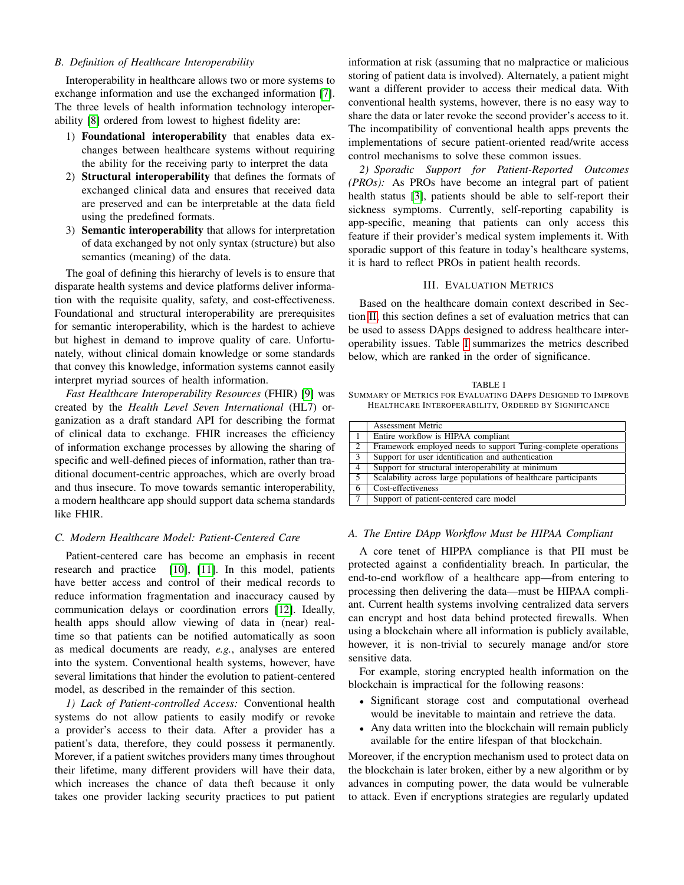### B. Definition of Healthcare Interoperability

Interoperability in healthcare allows two or more systems to exchange information and use the exchanged information [7]. The three levels of health information technology interoperability [8] ordered from lowest to highest fidelity are:

1) **Foundational interoperability** that enables data exchanges between healthcare systems without requiring the ability for the receiving party to interpret the data
2) **Structural interoperability** that defines the formats of exchanged clinical data and ensures that received data are preserved and can be interpretable at the data field using the predefined formats.
3) **Semantic interoperability** that allows for interpretation of data exchanged by not only syntax (structure) but also semantics (meaning) of the data.

The goal of defining this hierarchy of levels is to ensure that disparate health systems and device platforms deliver information with the requisite quality, safety, and cost-effectiveness. Foundational and structural interoperability are prerequisites for semantic interoperability, which is the hardest to achieve but highest in demand to improve quality of care. Unfortunately, without clinical domain knowledge or some standards that convey this knowledge, information systems cannot easily interpret myriad sources of health information.

*Fast Healthcare Interoperability Resources* (FHIR) [9] was created by the *Health Level Seven International* (HL7) organization as a draft standard API for describing the format of clinical data to exchange. FHIR increases the efficiency of information exchange processes by allowing the sharing of specific and well-defined pieces of information, rather than traditional document-centric approaches, which are overly broad and thus insecure. To move towards semantic interoperability, a modern healthcare app should support data schema standards like FHIR.

### C. Modern Healthcare Model: Patient-Centered Care

Patient-centered care has become an emphasis in recent research and practice [10], [11]. In this model, patients have better access and control of their medical records to reduce information fragmentation and inaccuracy caused by communication delays or coordination errors [12]. Ideally, health apps should allow viewing of data in (near) real-time so that patients can be notified automatically as soon as medical documents are ready, *e.g.*, analyses are entered into the system. Conventional health systems, however, have several limitations that hinder the evolution to patient-centered model, as described in the remainder of this section.

*1) Lack of Patient-controlled Access:* Conventional health systems do not allow patients to easily modify or revoke a provider's access to their data. After a provider has a patient's data, therefore, they could possess it permanently. Morever, if a patient switches providers many times throughout their lifetime, many different providers will have their data, which increases the chance of data theft because it only takes one provider lacking security practices to put patient information at risk (assuming that no malpractice or malicious storing of patient data is involved). Alternately, a patient might want a different provider to access their medical data. With conventional health systems, however, there is no easy way to share the data or later revoke the second provider's access to it. The incompatibility of conventional health apps prevents the implementations of secure patient-oriented read/write access control mechanisms to solve these common issues.

*2) Sporadic Support for Patient-Reported Outcomes (PROs):* As PROs have become an integral part of patient health status [3], patients should be able to self-report their sickness symptoms. Currently, self-reporting capability is app-specific, meaning that patients can only access this feature if their provider's medical system implements it. With sporadic support of this feature in today's healthcare systems, it is hard to reflect PROs in patient health records.

## III. Evaluation Metrics

Based on the healthcare domain context described in Section II, this section defines a set of evaluation metrics that can be used to assess DApps designed to address healthcare interoperability issues. Table I summarizes the metrics described below, which are ranked in the order of significance.

TABLE I
Summary of Metrics for Evaluating DApps Designed to Improve Healthcare Interoperability, Ordered by Significance

| | Assessment Metric |
|---|---|
| 1 | Entire workflow is HIPAA compliant |
| 2 | Framework employed needs to support Turing-complete operations |
| 3 | Support for user identification and authentication |
| 4 | Support for structural interoperability at minimum |
| 5 | Scalability across large populations of healthcare participants |
| 6 | Cost-effectiveness |
| 7 | Support of patient-centered care model |

### A. The Entire DApp Workflow Must be HIPAA Compliant

A core tenet of HIPPA compliance is that PII must be protected against a confidentiality breach. In particular, the end-to-end workflow of a healthcare app—from entering to processing then delivering the data—must be HIPAA compliant. Current health systems involving centralized data servers can encrypt and host data behind protected firewalls. When using a blockchain where all information is publicly available, however, it is non-trivial to securely manage and/or store sensitive data.

For example, storing encrypted health information on the blockchain is impractical for the following reasons:

- Significant storage cost and computational overhead would be inevitable to maintain and retrieve the data.
- Any data written into the blockchain will remain publicly available for the entire lifespan of that blockchain.

Moreover, if the encryption mechanism used to protect data on the blockchain is later broken, either by a new algorithm or by advances in computing power, the data would be vulnerable to attack. Even if encryptions strategies are regularly updated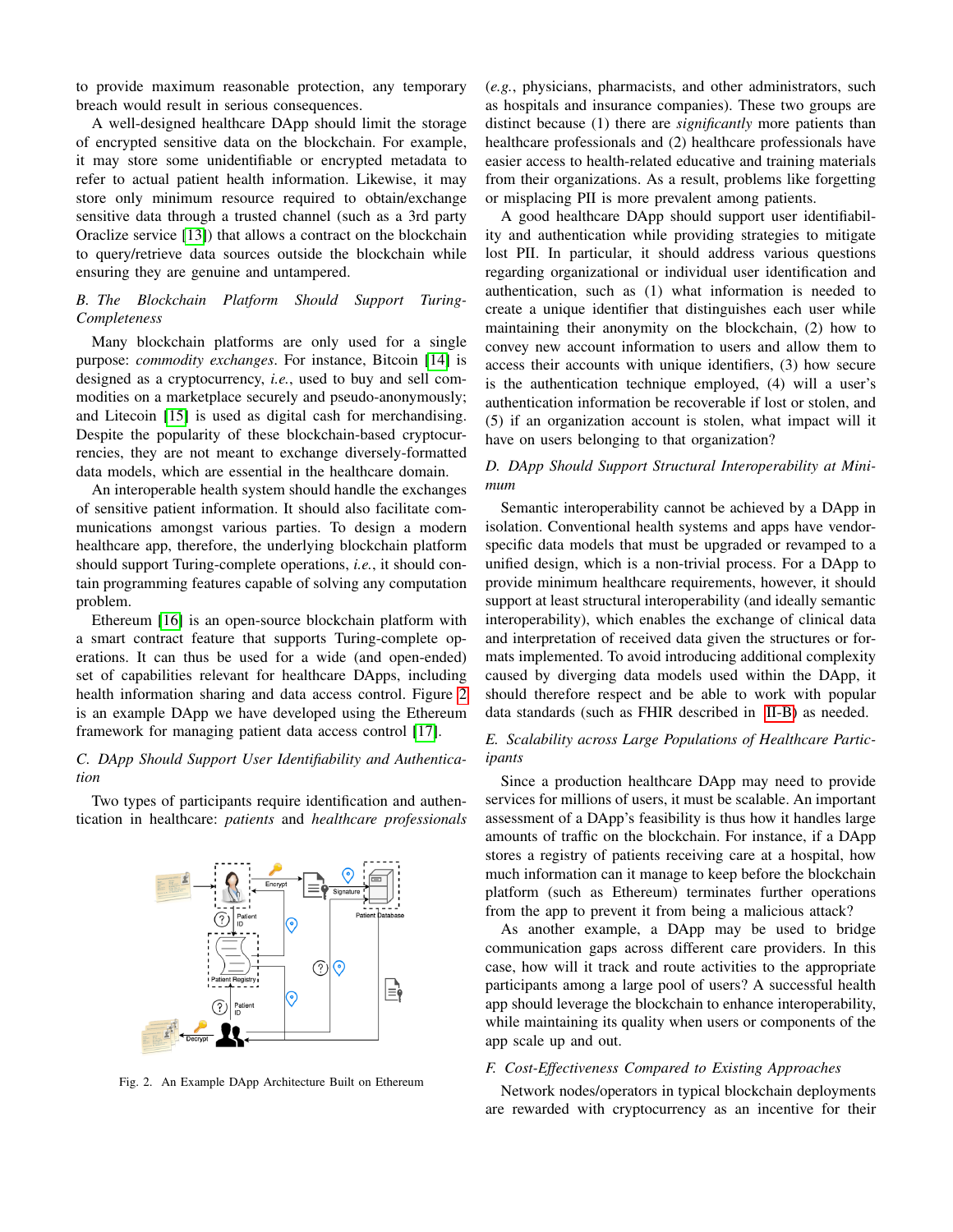to provide maximum reasonable protection, any temporary breach would result in serious consequences.

A well-designed healthcare DApp should limit the storage of encrypted sensitive data on the blockchain. For example, it may store some unidentifiable or encrypted metadata to refer to actual patient health information. Likewise, it may store only minimum resource required to obtain/exchange sensitive data through a trusted channel (such as a 3rd party Oraclize service [13]) that allows a contract on the blockchain to query/retrieve data sources outside the blockchain while ensuring they are genuine and untampered.

### B. The Blockchain Platform Should Support Turing-Completeness

Many blockchain platforms are only used for a single purpose: *commodity exchanges*. For instance, Bitcoin [14] is designed as a cryptocurrency, *i.e.*, used to buy and sell commodities on a marketplace securely and pseudo-anonymously; and Litecoin [15] is used as digital cash for merchandising. Despite the popularity of these blockchain-based cryptocurrencies, they are not meant to exchange diversely-formatted data models, which are essential in the healthcare domain.

An interoperable health system should handle the exchanges of sensitive patient information. It should also facilitate communications amongst various parties. To design a modern healthcare app, therefore, the underlying blockchain platform should support Turing-complete operations, *i.e.*, it should contain programming features capable of solving any computation problem.

Ethereum [16] is an open-source blockchain platform with a smart contract feature that supports Turing-complete operations. It can thus be used for a wide (and open-ended) set of capabilities relevant for healthcare DApps, including health information sharing and data access control. Figure 2 is an example DApp we have developed using the Ethereum framework for managing patient data access control [17].

### C. DApp Should Support User Identifiability and Authentication

Two types of participants require identification and authentication in healthcare: *patients* and *healthcare professionals*

Fig. 2. An Example DApp Architecture Built on Ethereum

(*e.g.*, physicians, pharmacists, and other administrators, such as hospitals and insurance companies). These two groups are distinct because (1) there are *significantly* more patients than healthcare professionals and (2) healthcare professionals have easier access to health-related educative and training materials from their organizations. As a result, problems like forgetting or misplacing PII is more prevalent among patients.

A good healthcare DApp should support user identifiability and authentication while providing strategies to mitigate lost PII. In particular, it should address various questions regarding organizational or individual user identification and authentication, such as (1) what information is needed to create a unique identifier that distinguishes each user while maintaining their anonymity on the blockchain, (2) how to convey new account information to users and allow them to access their accounts with unique identifiers, (3) how secure is the authentication technique employed, (4) will a user's authentication information be recoverable if lost or stolen, and (5) if an organization account is stolen, what impact will it have on users belonging to that organization?

### D. DApp Should Support Structural Interoperability at Minimum

Semantic interoperability cannot be achieved by a DApp in isolation. Conventional health systems and apps have vendor-specific data models that must be upgraded or revamped to a unified design, which is a non-trivial process. For a DApp to provide minimum healthcare requirements, however, it should support at least structural interoperability (and ideally semantic interoperability), which enables the exchange of clinical data and interpretation of received data given the structures or formats implemented. To avoid introducing additional complexity caused by diverging data models used within the DApp, it should therefore respect and be able to work with popular data standards (such as FHIR described in II-B) as needed.

### E. Scalability across Large Populations of Healthcare Participants

Since a production healthcare DApp may need to provide services for millions of users, it must be scalable. An important assessment of a DApp's feasibility is thus how it handles large amounts of traffic on the blockchain. For instance, if a DApp stores a registry of patients receiving care at a hospital, how much information can it manage to keep before the blockchain platform (such as Ethereum) terminates further operations from the app to prevent it from being a malicious attack?

As another example, a DApp may be used to bridge communication gaps across different care providers. In this case, how will it track and route activities to the appropriate participants among a large pool of users? A successful health app should leverage the blockchain to enhance interoperability, while maintaining its quality when users or components of the app scale up and out.

### F. Cost-Effectiveness Compared to Existing Approaches

Network nodes/operators in typical blockchain deployments are rewarded with cryptocurrency as an incentive for their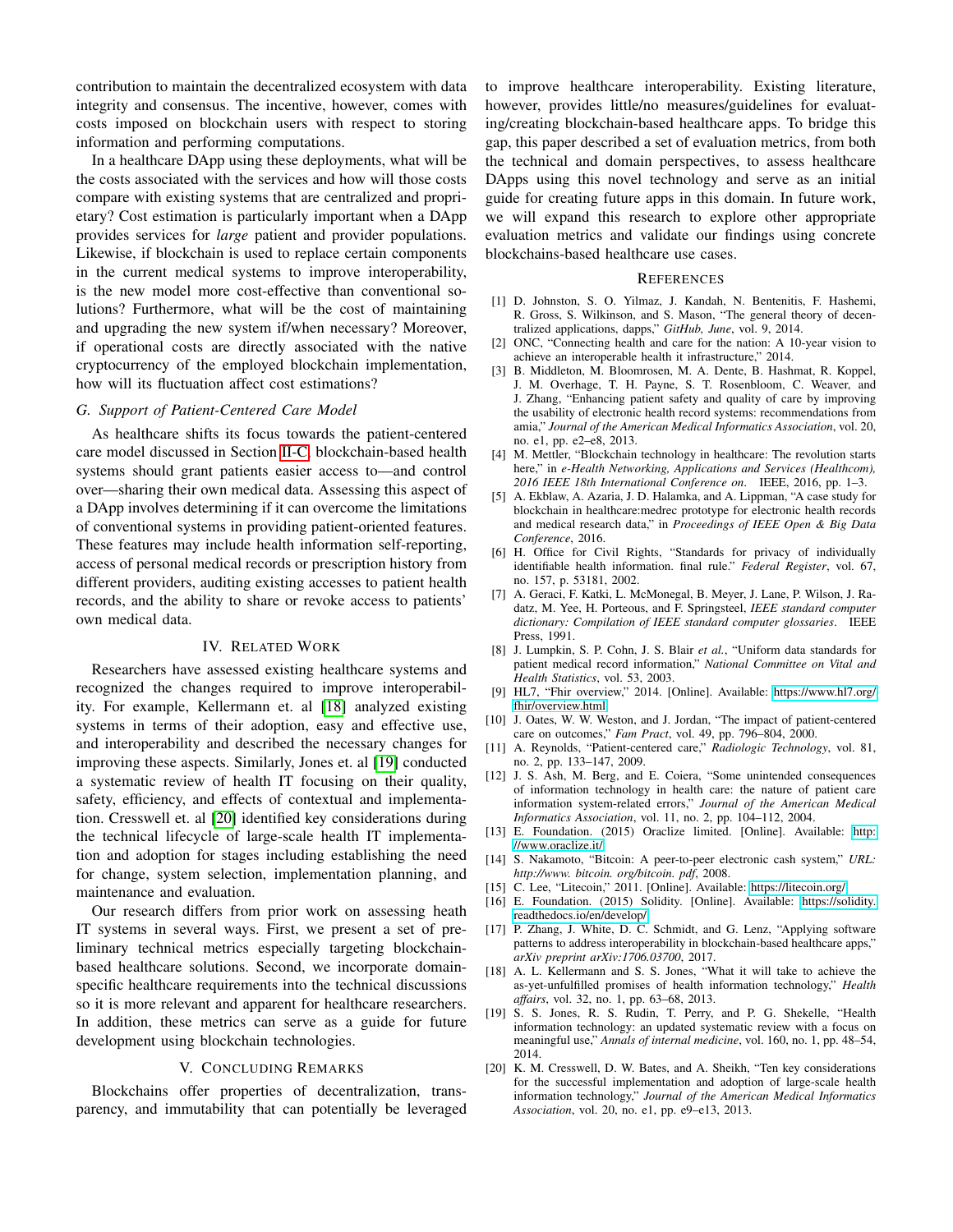contribution to maintain the decentralized ecosystem with data integrity and consensus. The incentive, however, comes with costs imposed on blockchain users with respect to storing information and performing computations.

In a healthcare DApp using these deployments, what will be the costs associated with the services and how will those costs compare with existing systems that are centralized and proprietary? Cost estimation is particularly important when a DApp provides services for *large* patient and provider populations. Likewise, if blockchain is used to replace certain components in the current medical systems to improve interoperability, is the new model more cost-effective than conventional solutions? Furthermore, what will be the cost of maintaining and upgrading the new system if/when necessary? Moreover, if operational costs are directly associated with the native cryptocurrency of the employed blockchain implementation, how will its fluctuation affect cost estimations?

### G. Support of Patient-Centered Care Model

As healthcare shifts its focus towards the patient-centered care model discussed in Section II-C, blockchain-based health systems should grant patients easier access to—and control over—sharing their own medical data. Assessing this aspect of a DApp involves determining if it can overcome the limitations of conventional systems in providing patient-oriented features. These features may include health information self-reporting, access of personal medical records or prescription history from different providers, auditing existing accesses to patient health records, and the ability to share or revoke access to patients' own medical data.

## IV. Related Work

Researchers have assessed existing healthcare systems and recognized the changes required to improve interoperability. For example, Kellermann et. al [18] analyzed existing systems in terms of their adoption, easy and effective use, and interoperability and described the necessary changes for improving these aspects. Similarly, Jones et. al [19] conducted a systematic review of health IT focusing on their quality, safety, efficiency, and effects of contextual and implementation. Cresswell et. al [20] identified key considerations during the technical lifecycle of large-scale health IT implementation and adoption for stages including establishing the need for change, system selection, implementation planning, and maintenance and evaluation.

Our research differs from prior work on assessing heath IT systems in several ways. First, we present a set of preliminary technical metrics especially targeting blockchain-based healthcare solutions. Second, we incorporate domain-specific healthcare requirements into the technical discussions so it is more relevant and apparent for healthcare researchers. In addition, these metrics can serve as a guide for future development using blockchain technologies.

## V. Concluding Remarks

Blockchains offer properties of decentralization, transparency, and immutability that can potentially be leveraged to improve healthcare interoperability. Existing literature, however, provides little/no measures/guidelines for evaluating/creating blockchain-based healthcare apps. To bridge this gap, this paper described a set of evaluation metrics, from both the technical and domain perspectives, to assess healthcare DApps using this novel technology and serve as an initial guide for creating future apps in this domain. In future work, we will expand this research to explore other appropriate evaluation metrics and validate our findings using concrete blockchains-based healthcare use cases.

## References

[1] D. Johnston, S. O. Yilmaz, J. Kandah, N. Bentenitis, F. Hashemi, R. Gross, S. Wilkinson, and S. Mason, "The general theory of decentralized applications, dapps," *GitHub, June*, vol. 9, 2014.

[2] ONC, "Connecting health and care for the nation: A 10-year vision to achieve an interoperable health it infrastructure," 2014.

[3] B. Middleton, M. Bloomrosen, M. A. Dente, B. Hashmat, R. Koppel, J. M. Overhage, T. H. Payne, S. T. Rosenbloom, C. Weaver, and J. Zhang, "Enhancing patient safety and quality of care by improving the usability of electronic health record systems: recommendations from amia," *Journal of the American Medical Informatics Association*, vol. 20, no. e1, pp. e2–e8, 2013.

[4] M. Mettler, "Blockchain technology in healthcare: The revolution starts here," in *e-Health Networking, Applications and Services (Healthcom), 2016 IEEE 18th International Conference on*. IEEE, 2016, pp. 1–3.

[5] A. Ekblaw, A. Azaria, J. D. Halamka, and A. Lippman, "A case study for blockchain in healthcare:medrec prototype for electronic health records and medical research data," in *Proceedings of IEEE Open & Big Data Conference*, 2016.

[6] H. Office for Civil Rights, "Standards for privacy of individually identifiable health information. final rule." *Federal Register*, vol. 67, no. 157, p. 53181, 2002.

[7] A. Geraci, F. Katki, L. McMonegal, B. Meyer, J. Lane, P. Wilson, J. Radatz, M. Yee, H. Porteous, and F. Springsteel, *IEEE standard computer dictionary: Compilation of IEEE standard computer glossaries*. IEEE Press, 1991.

[8] J. Lumpkin, S. P. Cohn, J. S. Blair *et al.*, "Uniform data standards for patient medical record information," *National Committee on Vital and Health Statistics*, vol. 53, 2003.

[9] HL7, "Fhir overview," 2014. [Online]. Available: https://www.hl7.org/fhir/overview.html

[10] J. Oates, W. W. Weston, and J. Jordan, "The impact of patient-centered care on outcomes," *Fam Pract*, vol. 49, pp. 796–804, 2000.

[11] A. Reynolds, "Patient-centered care," *Radiologic Technology*, vol. 81, no. 2, pp. 133–147, 2009.

[12] J. S. Ash, M. Berg, and E. Coiera, "Some unintended consequences of information technology in health care: the nature of patient care information system-related errors," *Journal of the American Medical Informatics Association*, vol. 11, no. 2, pp. 104–112, 2004.

[13] E. Foundation. (2015) Oraclize limited. [Online]. Available: http://www.oraclize.it/

[14] S. Nakamoto, "Bitcoin: A peer-to-peer electronic cash system," *URL: http://www. bitcoin. org/bitcoin. pdf*, 2008.

[15] C. Lee, "Litecoin," 2011. [Online]. Available: https://litecoin.org/

[16] E. Foundation. (2015) Solidity. [Online]. Available: https://solidity.readthedocs.io/en/develop/

[17] P. Zhang, J. White, D. C. Schmidt, and G. Lenz, "Applying software patterns to address interoperability in blockchain-based healthcare apps," *arXiv preprint arXiv:1706.03700*, 2017.

[18] A. L. Kellermann and S. S. Jones, "What it will take to achieve the as-yet-unfulfilled promises of health information technology," *Health affairs*, vol. 32, no. 1, pp. 63–68, 2013.

[19] S. S. Jones, R. S. Rudin, T. Perry, and P. G. Shekelle, "Health information technology: an updated systematic review with a focus on meaningful use," *Annals of internal medicine*, vol. 160, no. 1, pp. 48–54, 2014.

[20] K. M. Cresswell, D. W. Bates, and A. Sheikh, "Ten key considerations for the successful implementation and adoption of large-scale health information technology," *Journal of the American Medical Informatics Association*, vol. 20, no. e1, pp. e9–e13, 2013.